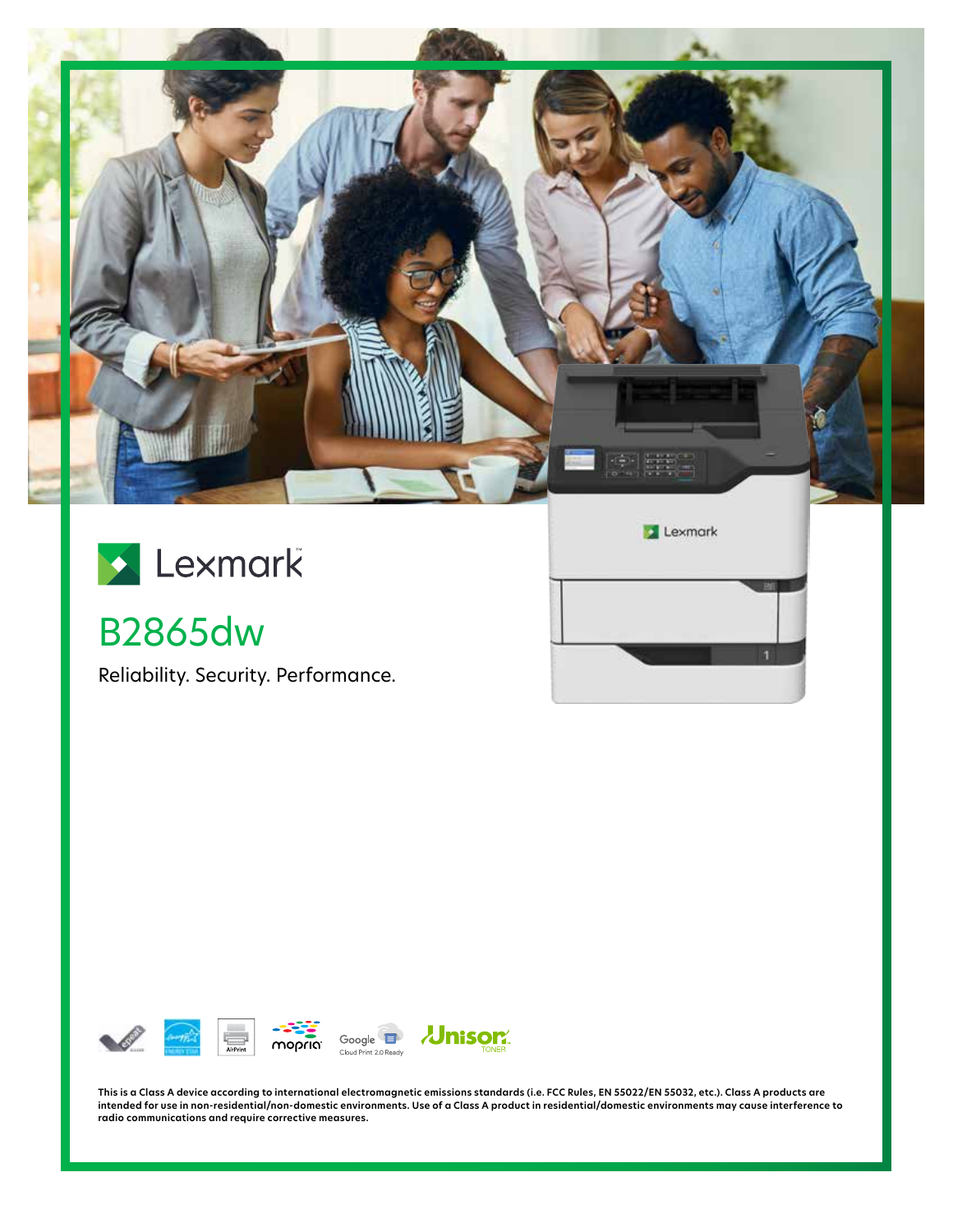Lexmark

# B2865dw

Reliability. Security. Performance.

This is a Class A device according to international electromagnetic emissions standards (i.e. FCC Rules, EN 55022/EN 55032, etc.). Class A products are intended for use in non-residential/non-domestic environments. Use of a Class A product in residential/domestic environments may cause interference to radio communications and require corrective measures.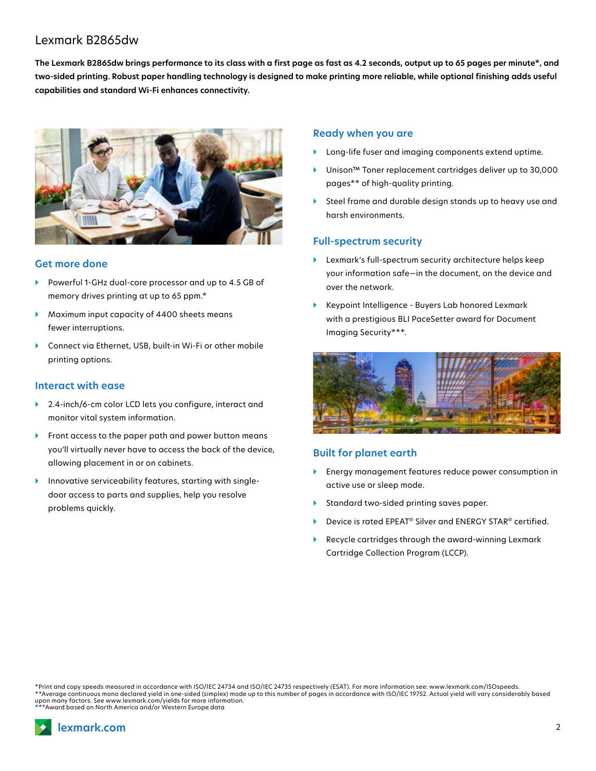# Lexmark B2865dw

**The Lexmark B2865dw brings performance to its class with a first page as fast as 4.2 seconds, output up to 65 pages per minute*, and two-sided printing. Robust paper handling technology is designed to make printing more reliable, while optional finishing adds useful capabilities and standard Wi-Fi enhances connectivity.**

## Get more done

- Powerful 1-GHz dual-core processor and up to 4.5 GB of memory drives printing at up to 65 ppm.*
- Maximum input capacity of 4400 sheets means fewer interruptions.
- Connect via Ethernet, USB, built-in Wi-Fi or other mobile printing options.

## Interact with ease

- 2.4-inch/6-cm color LCD lets you configure, interact and monitor vital system information.
- Front access to the paper path and power button means you'll virtually never have to access the back of the device, allowing placement in or on cabinets.
- Innovative serviceability features, starting with single-door access to parts and supplies, help you resolve problems quickly.

## Ready when you are

- Long-life fuser and imaging components extend uptime.
- Unison™ Toner replacement cartridges deliver up to 30,000 pages** of high-quality printing.
- Steel frame and durable design stands up to heavy use and harsh environments.

## Full-spectrum security

- Lexmark's full-spectrum security architecture helps keep your information safe—in the document, on the device and over the network.
- Keypoint Intelligence - Buyers Lab honored Lexmark with a prestigious BLI PaceSetter award for Document Imaging Security***.

## Built for planet earth

- Energy management features reduce power consumption in active use or sleep mode.
- Standard two-sided printing saves paper.
- Device is rated EPEAT® Silver and ENERGY STAR® certified.
- Recycle cartridges through the award-winning Lexmark Cartridge Collection Program (LCCP).

*Print and copy speeds measured in accordance with ISO/IEC 24734 and ISO/IEC 24735 respectively (ESAT). For more information see: www.lexmark.com/ISOspeeds.
**Average continuous mono declared yield in one-sided (simplex) mode up to this number of pages in accordance with ISO/IEC 19752. Actual yield will vary considerably based upon many factors. See www.lexmark.com/yields for more information.
***Award based on North America and/or Western Europe data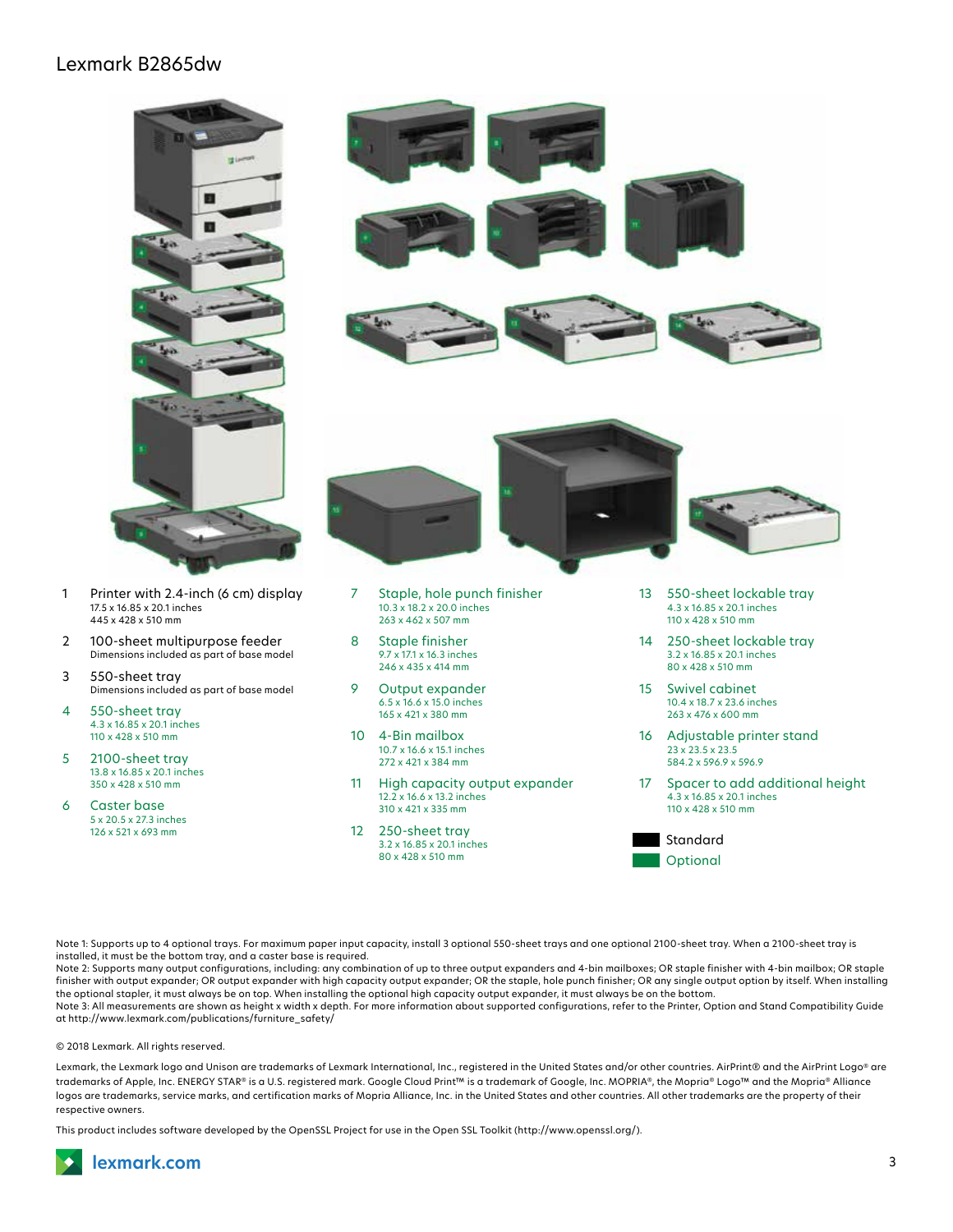# Lexmark B2865dw

1. **Printer with 2.4-inch (6 cm) display**
   17.5 x 16.85 x 20.1 inches
   445 x 428 x 510 mm
2. **100-sheet multipurpose feeder**
   Dimensions included as part of base model
3. **550-sheet tray**
   Dimensions included as part of base model
4. **550-sheet tray**
   4.3 x 16.85 x 20.1 inches
   110 x 428 x 510 mm
5. **2100-sheet tray**
   13.8 x 16.85 x 20.1 inches
   350 x 428 x 510 mm
6. **Caster base**
   5 x 20.5 x 27.3 inches
   126 x 521 x 693 mm
7. **Staple, hole punch finisher**
   10.3 x 18.2 x 20.0 inches
   263 x 462 x 507 mm
8. **Staple finisher**
   9.7 x 17.1 x 16.3 inches
   246 x 435 x 414 mm
9. **Output expander**
   6.5 x 16.6 x 15.0 inches
   165 x 421 x 380 mm
10. **4-Bin mailbox**
    10.7 x 16.6 x 15.1 inches
    272 x 421 x 384 mm
11. **High capacity output expander**
    12.2 x 16.6 x 13.2 inches
    310 x 421 x 335 mm
12. **250-sheet tray**
    3.2 x 16.85 x 20.1 inches
    80 x 428 x 510 mm
13. **550-sheet lockable tray**
    4.3 x 16.85 x 20.1 inches
    110 x 428 x 510 mm
14. **250-sheet lockable tray**
    3.2 x 16.85 x 20.1 inches
    80 x 428 x 510 mm
15. **Swivel cabinet**
    10.4 x 18.7 x 23.6 inches
    263 x 476 x 600 mm
16. **Adjustable printer stand**
    23 x 23.5 x 23.5
    584.2 x 596.9 x 596.9
17. **Spacer to add additional height**
    4.3 x 16.85 x 20.1 inches
    110 x 428 x 510 mm

Standard
Optional

Note 1: Supports up to 4 optional trays. For maximum paper input capacity, install 3 optional 550-sheet trays and one optional 2100-sheet tray. When a 2100-sheet tray is installed, it must be the bottom tray, and a caster base is required.
Note 2: Supports many output configurations, including: any combination of up to three output expanders and 4-bin mailboxes; OR staple finisher with 4-bin mailbox; OR staple finisher with output expander; OR output expander with high capacity output expander; OR the staple, hole punch finisher; OR any single output option by itself. When installing the optional stapler, it must always be on top. When installing the optional high capacity output expander, it must always be on the bottom.
Note 3: All measurements are shown as height x width x depth. For more information about supported configurations, refer to the Printer, Option and Stand Compatibility Guide at http://www.lexmark.com/publications/furniture_safety/

© 2018 Lexmark. All rights reserved.

Lexmark, the Lexmark logo and Unison are trademarks of Lexmark International, Inc., registered in the United States and/or other countries. AirPrint® and the AirPrint Logo® are trademarks of Apple, Inc. ENERGY STAR® is a U.S. registered mark. Google Cloud Print™ is a trademark of Google, Inc. MOPRIA®, the Mopria® Logo™ and the Mopria® Alliance logos are trademarks, service marks, and certification marks of Mopria Alliance, Inc. in the United States and other countries. All other trademarks are the property of their respective owners.

This product includes software developed by the OpenSSL Project for use in the Open SSL Toolkit (http://www.openssl.org/).

lexmark.com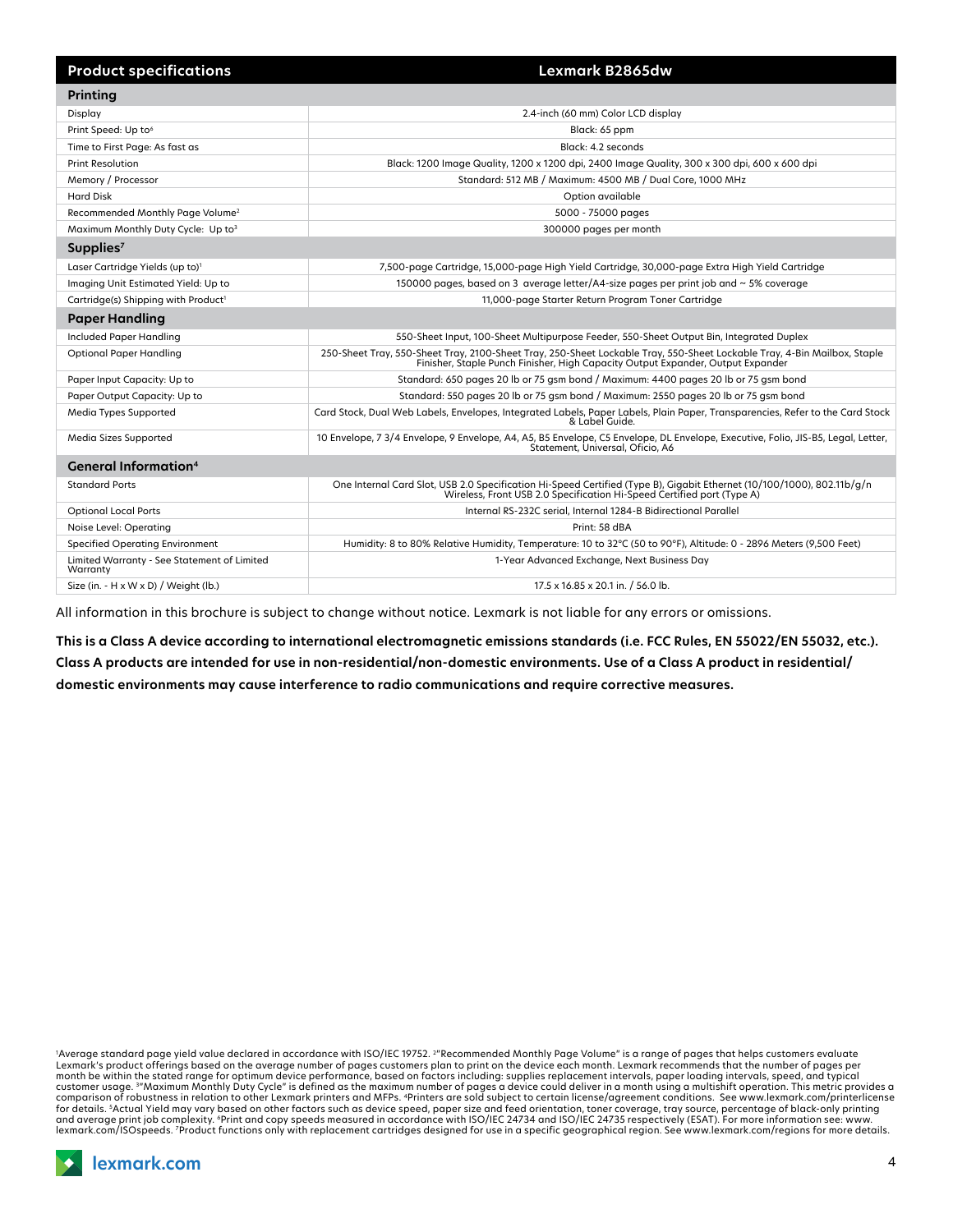| Product specifications | Lexmark B2865dw |
|---|---|
| **Printing** | |
| Display | 2.4-inch (60 mm) Color LCD display |
| Print Speed: Up to[6] | Black: 65 ppm |
| Time to First Page: As fast as | Black: 4.2 seconds |
| Print Resolution | Black: 1200 Image Quality, 1200 x 1200 dpi, 2400 Image Quality, 300 x 300 dpi, 600 x 600 dpi |
| Memory / Processor | Standard: 512 MB / Maximum: 4500 MB / Dual Core, 1000 MHz |
| Hard Disk | Option available |
| Recommended Monthly Page Volume[2] | 5000 - 75000 pages |
| Maximum Monthly Duty Cycle: Up to[3] | 300000 pages per month |
| **Supplies[7]** | |
| Laser Cartridge Yields (up to)[1] | 7,500-page Cartridge, 15,000-page High Yield Cartridge, 30,000-page Extra High Yield Cartridge |
| Imaging Unit Estimated Yield: Up to | 150000 pages, based on 3 average letter/A4-size pages per print job and ~ 5% coverage |
| Cartridge(s) Shipping with Product[1] | 11,000-page Starter Return Program Toner Cartridge |
| **Paper Handling** | |
| Included Paper Handling | 550-Sheet Input, 100-Sheet Multipurpose Feeder, 550-Sheet Output Bin, Integrated Duplex |
| Optional Paper Handling | 250-Sheet Tray, 550-Sheet Tray, 2100-Sheet Tray, 250-Sheet Lockable Tray, 550-Sheet Lockable Tray, 4-Bin Mailbox, Staple Finisher, Staple Punch Finisher, High Capacity Output Expander, Output Expander |
| Paper Input Capacity: Up to | Standard: 650 pages 20 lb or 75 gsm bond / Maximum: 4400 pages 20 lb or 75 gsm bond |
| Paper Output Capacity: Up to | Standard: 550 pages 20 lb or 75 gsm bond / Maximum: 2550 pages 20 lb or 75 gsm bond |
| Media Types Supported | Card Stock, Dual Web Labels, Envelopes, Integrated Labels, Paper Labels, Plain Paper, Transparencies, Refer to the Card Stock & Label Guide. |
| Media Sizes Supported | 10 Envelope, 7 3/4 Envelope, 9 Envelope, A4, A5, B5 Envelope, C5 Envelope, DL Envelope, Executive, Folio, JIS-B5, Legal, Letter, Statement, Universal, Oficio, A6 |
| **General Information[4]** | |
| Standard Ports | One Internal Card Slot, USB 2.0 Specification Hi-Speed Certified (Type B), Gigabit Ethernet (10/100/1000), 802.11b/g/n Wireless, Front USB 2.0 Specification Hi-Speed Certified port (Type A) |
| Optional Local Ports | Internal RS-232C serial, Internal 1284-B Bidirectional Parallel |
| Noise Level: Operating | Print: 58 dBA |
| Specified Operating Environment | Humidity: 8 to 80% Relative Humidity, Temperature: 10 to 32°C (50 to 90°F), Altitude: 0 - 2896 Meters (9,500 Feet) |
| Limited Warranty - See Statement of Limited Warranty | 1-Year Advanced Exchange, Next Business Day |
| Size (in. - H x W x D) / Weight (lb.) | 17.5 x 16.85 x 20.1 in. / 56.0 lb. |

All information in this brochure is subject to change without notice. Lexmark is not liable for any errors or omissions.

**This is a Class A device according to international electromagnetic emissions standards (i.e. FCC Rules, EN 55022/EN 55032, etc.). Class A products are intended for use in non-residential/non-domestic environments. Use of a Class A product in residential/ domestic environments may cause interference to radio communications and require corrective measures.**

[1]Average standard page yield value declared in accordance with ISO/IEC 19752. [2]"Recommended Monthly Page Volume" is a range of pages that helps customers evaluate Lexmark's product offerings based on the average number of pages customers plan to print on the device each month. Lexmark recommends that the number of pages per month be within the stated range for optimum device performance, based on factors including: supplies replacement intervals, paper loading intervals, speed, and typical customer usage. [3]"Maximum Monthly Duty Cycle" is defined as the maximum number of pages a device could deliver in a month using a multishift operation. This metric provides a comparison of robustness in relation to other Lexmark printers and MFPs. [4]Printers are sold subject to certain license/agreement conditions. See www.lexmark.com/printerlicense for details. [5]Actual Yield may vary based on other factors such as device speed, paper size and feed orientation, toner coverage, tray source, percentage of black-only printing and average print job complexity. [6]Print and copy speeds measured in accordance with ISO/IEC 24734 and ISO/IEC 24735 respectively (ESAT). For more information see: www.lexmark.com/ISOspeeds. [7]Product functions only with replacement cartridges designed for use in a specific geographical region. See www.lexmark.com/regions for more details.

lexmark.com